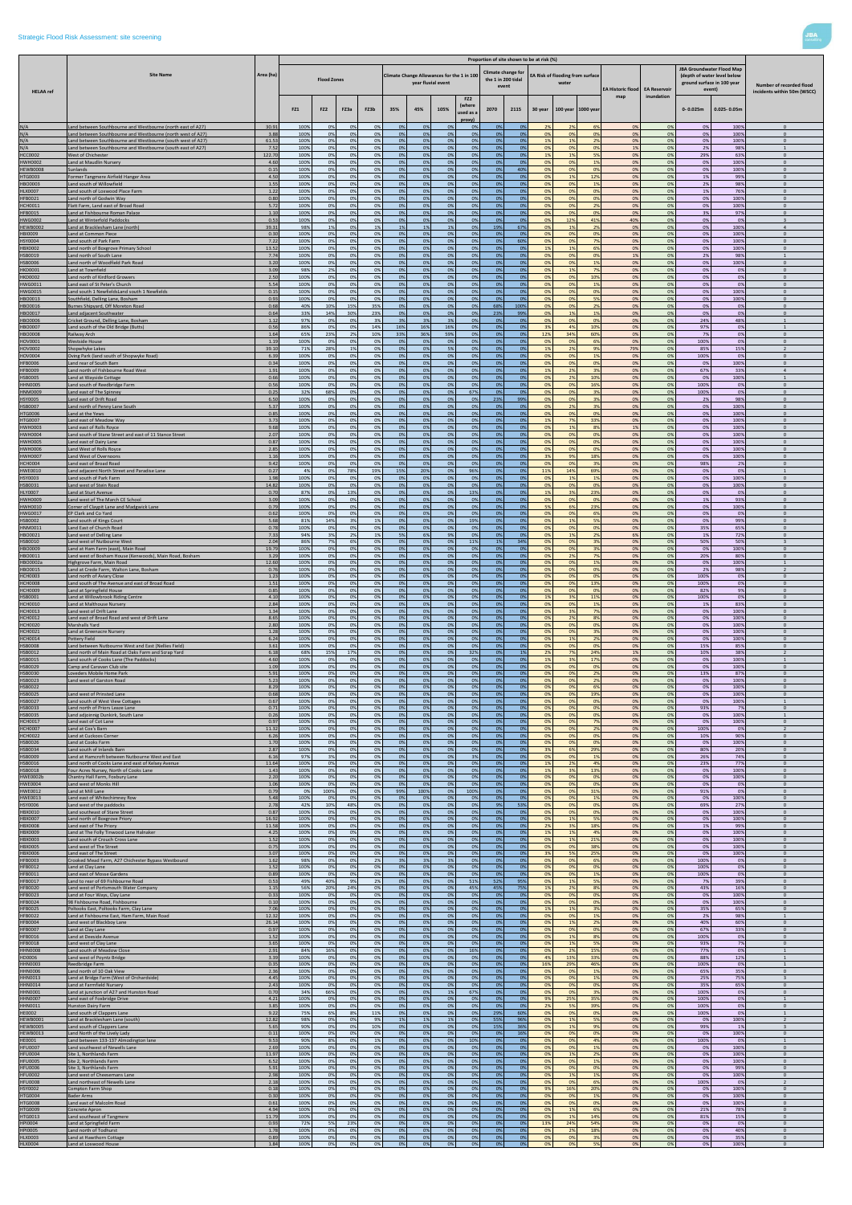# Strategic Flood Risk Assessment: site screening

| HELAA ref | Site Name | Area (ha) | Flood Zones | | | | Climate Change Allowances for the 1 in 100 year fluvial event | | | | Climate change for the 1 in 200 tidal event | | EA Risk of flooding from surface water | | | EA Historic flood map | EA Reservoir inundation | JBA Groundwater Flood Map (depth of water level below ground surface in 100 year event) | | Number of recorded flood incidents within 50m (WSCC) |
|---|---|---|---|---|---|---|---|---|---|---|---|---|---|---|---|---|---|---|---|---|
| | | | FZ1 | FZ2 | FZ3a | FZ3b | 35% | 45% | 105% | FZ2 (where used as a proxy) | 2070 | 2115 | 30 year | 100 year | 1000 year | | | 0-0.025m | 0.025-0.05m | |
| N/A | Land between Southbourne and Westbourne (north east of A27) | 30.91 | 100% | 0% | 0% | 0% | 0% | 0% | 0% | 0% | 0% | 0% | 2% | 2% | 6% | 0% | 0% | 0% | 100% | 0 |
| N/A | Land between Southbourne and Westbourne (north west of A27) | 3.88 | 100% | 0% | 0% | 0% | 0% | 0% | 0% | 0% | 0% | 0% | 0% | 0% | 0% | 0% | 0% | 0% | 100% | 0 |
| N/A | Land between Southbourne and Westbourne (south west of A27) | 61.53 | 100% | 0% | 0% | 0% | 0% | 0% | 0% | 0% | 0% | 0% | 1% | 1% | 2% | 0% | 0% | 0% | 100% | 0 |
| N/A | Land between Southbourne and Westbourne (south east of A27) | 7.52 | 100% | 0% | 0% | 0% | 0% | 0% | 0% | 0% | 0% | 0% | 0% | 0% | 0% | 1% | 0% | 2% | 98% | 1 |
| HCC0002 | West of Chichester | 122.70 | 100% | 0% | 0% | 0% | 0% | 0% | 0% | 0% | 0% | 0% | 1% | 1% | 5% | 0% | 0% | 29% | 63% | 0 |
| HWH0002 | Land at Maudlin Nursery | 4.60 | 100% | 0% | 0% | 0% | 0% | 0% | 0% | 0% | 0% | 0% | 0% | 0% | 1% | 0% | 0% | 0% | 100% | 0 |
| HEWB0008 | Sunlands | 0.15 | 100% | 0% | 0% | 0% | 0% | 0% | 0% | 0% | 0% | 0% | 0% | 0% | 0% | 0% | 0% | 0% | 100% | 0 |
| HTG0003 | Former Tangmere Airfield Hangar Area | 4.50 | 100% | 0% | 0% | 0% | 0% | 0% | 0% | 0% | 0% | 0% | 0% | 1% | 12% | 0% | 0% | 1% | 99% | 0 |
| HBO0003 | Land south of Willowfield | 1.55 | 100% | 0% | 0% | 0% | 0% | 0% | 0% | 0% | 0% | 0% | 0% | 0% | 1% | 0% | 0% | 2% | 98% | 0 |
| HLX0007 | Land south of Loxwood Place Farm | 1.22 | 100% | 0% | 0% | 0% | 0% | 0% | 0% | 0% | 0% | 0% | 0% | 0% | 0% | 0% | 0% | 1% | 76% | 0 |
| HFB0021 | Land north of Godwin Way | 0.60 | 100% | 0% | 0% | 0% | 0% | 0% | 0% | 0% | 0% | 0% | 0% | 0% | 0% | 0% | 0% | 0% | 100% | 0 |
| HCH0011 | Flett Farm, Land east of Broad Road | 5.72 | 100% | 0% | 0% | 0% | 0% | 0% | 0% | 0% | 0% | 0% | 0% | 0% | 2% | 0% | 0% | 0% | 100% | 0 |
| HFB0015 | Land at Fishbourne Roman Palace | 1.10 | 100% | 0% | 0% | 0% | 0% | 0% | 0% | 0% | 0% | 0% | 0% | 0% | 0% | 0% | 0% | 3% | 97% | 0 |
| HWG0002 | Land at Winterfold Paddocks | 0.53 | 100% | 0% | 0% | 0% | 0% | 0% | 0% | 0% | 0% | 0% | 0% | 12% | 41% | 40% | 0% | 0% | 0% | 3 |
| HEWB0002 | Land at Bracklesham Lane (north) | 39.31 | 98% | 1% | 0% | 1% | 1% | 1% | 1% | 0% | 19% | 67% | 0% | 1% | 2% | 0% | 0% | 0% | 100% | 4 |
| HBI0009 | Land at Common Piece | 0.90 | 100% | 0% | 0% | 0% | 0% | 0% | 0% | 0% | 0% | 0% | 0% | 0% | 0% | 0% | 0% | 0% | 100% | 0 |
| HSY0004 | Land south of Park Farm | 7.22 | 100% | 0% | 0% | 0% | 0% | 0% | 0% | 0% | 0% | 60% | 0% | 0% | 7% | 0% | 0% | 0% | 100% | 0 |
| HBX0002 | Land north of Boxgrove Primary School | 13.52 | 100% | 0% | 0% | 0% | 0% | 0% | 0% | 0% | 0% | 0% | 1% | 1% | 6% | 0% | 0% | 0% | 100% | 0 |
| HSB0019 | Land north of South Lane | 7.74 | 100% | 0% | 0% | 0% | 0% | 0% | 0% | 0% | 0% | 0% | 0% | 0% | 0% | 1% | 0% | 2% | 98% | 1 |
| HSB0006 | Land north of Woodfield Park Road | 3.20 | 100% | 0% | 0% | 0% | 0% | 0% | 0% | 0% | 0% | 0% | 0% | 0% | 1% | 0% | 0% | 0% | 100% | 0 |
| HKD0001 | Land at Townfield | 3.09 | 98% | 2% | 0% | 0% | 0% | 0% | 0% | 0% | 0% | 0% | 0% | 1% | 7% | 0% | 0% | 0% | 0% | 0 |
| HKD0002 | Land north of Kirdford Growers | 2.50 | 100% | 0% | 0% | 0% | 0% | 0% | 0% | 0% | 0% | 0% | 0% | 0% | 10% | 0% | 0% | 0% | 0% | 0 |
| HWG0011 | Land east of St Peter's Church | 5.54 | 100% | 0% | 0% | 0% | 0% | 0% | 0% | 0% | 0% | 0% | 0% | 0% | 1% | 0% | 0% | 0% | 0% | 0 |
| HWG0015 | Land south 1 Newfields\|Land south 1 Newfields | 0.15 | 100% | 0% | 0% | 0% | 0% | 0% | 0% | 0% | 0% | 0% | 0% | 0% | 0% | 0% | 0% | 0% | 100% | 0 |
| HBO0013 | Southfield, Delling Lane, Bosham | 0.93 | 100% | 0% | 0% | 0% | 0% | 0% | 0% | 0% | 0% | 0% | 0% | 0% | 5% | 0% | 0% | 0% | 100% | 0 |
| HBO0016 | Burnes Shipyard, Off Moreton Road | 0.68 | 40% | 10% | 15% | 35% | 0% | 0% | 0% | 0% | 68% | 100% | 0% | 0% | 2% | 0% | 0% | 0% | 0% | 0 |
| HBO0017 | Land adjacent Southwater | 0.64 | 33% | 14% | 30% | 21% | 0% | 0% | 0% | 0% | 23% | 99% | 0% | 1% | 1% | 0% | 0% | 0% | 0% | 0 |
| HBO0006 | Cricket Ground, Delling Lane, Bosham | 1.12 | 97% | 0% | 0% | 3% | 3% | 3% | 3% | 0% | 0% | 0% | 0% | 0% | 0% | 0% | 0% | 24% | 48% | 1 |
| HBO0007 | Land south of the Old Bridge (Butts) | 0.56 | 86% | 0% | 0% | 14% | 16% | 16% | 16% | 0% | 0% | 0% | 3% | 4% | 10% | 0% | 0% | 97% | 0% | 1 |
| HBO0008 | Railway Acre | 1.64 | 65% | 23% | 2% | 10% | 33% | 36% | 59% | 0% | 0% | 0% | 12% | 34% | 60% | 0% | 0% | 7% | 0% | 0 |
| HOV0001 | Westside House | 1.19 | 100% | 0% | 0% | 0% | 0% | 0% | 0% | 0% | 0% | 0% | 0% | 0% | 6% | 0% | 0% | 100% | 0% | 0 |
| HOV0002 | Shopwhyke Lakes | 39.10 | 71% | 28% | 1% | 0% | 0% | 0% | 5% | 0% | 0% | 0% | 1% | 2% | 9% | 79% | 0% | 85% | 15% | 2 |
| HOV0004 | Oving Park (land south of Shopwyke Road) | 6.39 | 100% | 0% | 0% | 0% | 0% | 0% | 0% | 0% | 0% | 0% | 0% | 0% | 1% | 0% | 0% | 100% | 0% | 0 |
| HFB0006 | Land rear of South Barn | 0.34 | 100% | 0% | 0% | 0% | 0% | 0% | 0% | 0% | 0% | 0% | 0% | 0% | 0% | 0% | 0% | 0% | 100% | 0 |
| HFB0009 | Land north of Fishbourne Road West | 3.91 | 100% | 0% | 0% | 0% | 0% | 0% | 0% | 0% | 0% | 0% | 1% | 2% | 3% | 0% | 0% | 67% | 33% | 4 |
| HSB0005 | Land at Wayside Cottage | 0.66 | 100% | 0% | 0% | 0% | 0% | 0% | 0% | 0% | 0% | 0% | 0% | 2% | 10% | 0% | 0% | 0% | 100% | 1 |
| HHN0005 | Land south of Reedbridge Farm | 0.56 | 100% | 0% | 0% | 0% | 0% | 0% | 0% | 0% | 0% | 0% | 0% | 0% | 16% | 0% | 0% | 100% | 0% | 0 |
| HNM0009 | Land east of The Spinney | 0.25 | 32% | 68% | 0% | 0% | 0% | 0% | 0% | 67% | 0% | 0% | 0% | 0% | 3% | 0% | 0% | 100% | 0% | 0 |
| HSY0005 | Land east of Drift Road | 6.50 | 100% | 0% | 0% | 0% | 0% | 0% | 0% | 0% | 23% | 99% | 0% | 0% | 3% | 0% | 0% | 2% | 98% | 0 |
| HSB0007 | Land north of Penny Lane South | 5.37 | 100% | 0% | 0% | 0% | 0% | 0% | 0% | 0% | 0% | 0% | 0% | 2% | 3% | 0% | 0% | 0% | 100% | 0 |
| HTG0006 | Land at The Yews | 0.85 | 100% | 0% | 0% | 0% | 0% | 0% | 0% | 0% | 0% | 0% | 0% | 0% | 0% | 0% | 0% | 0% | 100% | 0 |
| HTG0007 | Land east of Meadow Way | 3.73 | 100% | 0% | 0% | 0% | 0% | 0% | 0% | 0% | 0% | 0% | 1% | 7% | 33% | 0% | 0% | 0% | 100% | 0 |
| HWH0003 | Land east of Rolls Royce | 9.68 | 100% | 0% | 0% | 0% | 0% | 0% | 0% | 0% | 0% | 0% | 0% | 1% | 8% | 1% | 0% | 0% | 100% | 0 |
| HWH0004 | Land south of Stane Street and east of 11 Stance Street | 2.07 | 100% | 0% | 0% | 0% | 0% | 0% | 0% | 0% | 0% | 0% | 0% | 0% | 10% | 0% | 0% | 0% | 100% | 0 |
| HWH0005 | Land east of Dairy Lane | 0.87 | 100% | 0% | 0% | 0% | 0% | 0% | 0% | 0% | 0% | 0% | 0% | 0% | 0% | 0% | 0% | 0% | 100% | 0 |
| HWH0006 | Land West of Rolls Royce | 2.85 | 100% | 0% | 0% | 0% | 0% | 0% | 0% | 0% | 0% | 0% | 0% | 0% | 0% | 0% | 0% | 0% | 100% | 0 |
| HWH0007 | Land West of Overnoons | 1.16 | 100% | 0% | 0% | 0% | 0% | 0% | 0% | 0% | 0% | 0% | 3% | 9% | 18% | 0% | 0% | 0% | 100% | 0 |
| HCH0004 | Land east of Broad Road | 9.42 | 100% | 0% | 0% | 0% | 0% | 0% | 0% | 0% | 0% | 0% | 0% | 0% | 3% | 0% | 0% | 98% | 2% | 0 |
| HWE0010 | Land adjacent North Street and Paradise Lane | 0.27 | 4% | 0% | 78% | 19% | 15% | 20% | 0% | 0% | 96% | 0% | 11% | 14% | 69% | 0% | 0% | 0% | 0% | 1 |
| HSY0003 | Land south of Park Farm | 1.98 | 100% | 0% | 0% | 0% | 0% | 0% | 0% | 0% | 0% | 0% | 0% | 1% | 1% | 0% | 0% | 0% | 100% | 0 |
| HSB0031 | Land west of Stein Road | 14.82 | 100% | 0% | 0% | 0% | 0% | 0% | 0% | 0% | 0% | 0% | 0% | 0% | 0% | 0% | 0% | 0% | 100% | 0 |
| HLY0007 | Land at Sturt Avenue | 0.70 | 87% | 0% | 13% | 0% | 0% | 0% | 0% | 0% | 13% | 0% | 1% | 3% | 23% | 0% | 0% | 0% | 0% | 0 |
| HWH0009 | Land west of The March CE School | 3.09 | 100% | 0% | 0% | 0% | 0% | 0% | 0% | 0% | 0% | 0% | 0% | 0% | 0% | 0% | 0% | 1% | 93% | 0 |
| HWH0010 | Corner of Claypit Lane and Madgwick Lane | 0.79 | 100% | 0% | 0% | 0% | 0% | 0% | 0% | 0% | 0% | 0% | 5% | 6% | 23% | 0% | 0% | 0% | 100% | 0 |
| HWG0017 | EP Clark and Co Yard | 0.62 | 100% | 0% | 0% | 0% | 0% | 0% | 0% | 0% | 0% | 0% | 0% | 0% | 6% | 0% | 0% | 0% | 0% | 0 |
| HSB0002 | Land south of Kings Court | 5.68 | 81% | 14% | 3% | 1% | 0% | 0% | 0% | 0% | 19% | 0% | 0% | 1% | 5% | 0% | 0% | 0% | 99% | 0 |
| HNM0011 | Land East of Church Road | 0.78 | 100% | 0% | 0% | 0% | 0% | 0% | 0% | 0% | 0% | 0% | 0% | 0% | 0% | 0% | 0% | 35% | 65% | 0 |
| HBO0021 | Land west of Delling Lane | 7.33 | 94% | 3% | 2% | 1% | 5% | 6% | 9% | 0% | 0% | 0% | 0% | 1% | 2% | 6% | 0% | 1% | 72% | 0 |
| HSB0010 | Land west of Nutbourne West | 2.04 | 86% | 7% | 6% | 0% | 0% | 0% | 0% | 11% | 1% | 34% | 0% | 0% | 3% | 0% | 0% | 50% | 50% | 3 |
| HBO0009 | Land at Ham Farm (east), Main Road | 19.79 | 100% | 0% | 0% | 0% | 0% | 0% | 0% | 0% | 0% | 0% | 0% | 0% | 3% | 0% | 0% | 0% | 100% | 0 |
| HBO0011 | Land west of Bosham House (Kenwoods), Main Road, Bosham | 3.29 | 100% | 0% | 0% | 0% | 0% | 0% | 0% | 0% | 0% | 0% | 0% | 2% | 7% | 0% | 0% | 20% | 80% | 0 |
| HBO0002a | Highgrove Farm, Main Road | 12.60 | 100% | 0% | 0% | 0% | 0% | 0% | 0% | 0% | 0% | 0% | 0% | 0% | 1% | 0% | 0% | 0% | 100% | 1 |
| HBO0015 | Land at Crede Farm, Walton Lane, Bosham | 0.76 | 100% | 0% | 0% | 0% | 0% | 0% | 0% | 0% | 0% | 0% | 0% | 0% | 0% | 0% | 0% | 2% | 98% | 2 |
| HCH0003 | Land north of Aviary Close | 1.23 | 100% | 0% | 0% | 0% | 0% | 0% | 0% | 0% | 0% | 0% | 0% | 0% | 0% | 0% | 0% | 100% | 0% | 0 |
| HCH0008 | Land south of The Avenue and east of Broad Road | 1.51 | 100% | 0% | 0% | 0% | 0% | 0% | 0% | 0% | 0% | 0% | 0% | 0% | 13% | 0% | 0% | 100% | 0% | 0 |
| HCH0009 | Land at Springfield House | 0.85 | 100% | 0% | 0% | 0% | 0% | 0% | 0% | 0% | 0% | 0% | 0% | 0% | 0% | 0% | 0% | 82% | 9% | 0 |
| HSB0001 | Land at Willowbrook Riding Centre | 4.10 | 100% | 0% | 0% | 0% | 0% | 0% | 0% | 0% | 0% | 0% | 1% | 3% | 11% | 0% | 0% | 100% | 0% | 0 |
| HCH0010 | Land at Malthouse Nursery | 2.84 | 100% | 0% | 0% | 0% | 0% | 0% | 0% | 0% | 0% | 0% | 0% | 0% | 1% | 0% | 0% | 1% | 83% | 0 |
| HCH0013 | Land west of Drift Lane | 1.34 | 100% | 0% | 0% | 0% | 0% | 0% | 0% | 0% | 0% | 0% | 0% | 3% | 7% | 0% | 0% | 0% | 100% | 0 |
| HCH0012 | Land east of Broad Road and west of Drift Lane | 8.65 | 100% | 0% | 0% | 0% | 0% | 0% | 0% | 0% | 0% | 0% | 0% | 2% | 8% | 0% | 0% | 0% | 100% | 0 |
| HCH0020 | Marshalls Yard | 2.80 | 100% | 0% | 0% | 0% | 0% | 0% | 0% | 0% | 0% | 0% | 0% | 0% | 0% | 0% | 0% | 0% | 100% | 0 |
| HCH0021 | Land at Greenacre Nursery | 1.28 | 100% | 0% | 0% | 0% | 0% | 0% | 0% | 0% | 0% | 0% | 0% | 0% | 3% | 0% | 0% | 0% | 100% | 0 |
| HCH0014 | Pottery Field | 6.24 | 100% | 0% | 0% | 0% | 0% | 0% | 0% | 0% | 0% | 0% | 0% | 1% | 2% | 0% | 0% | 0% | 100% | 0 |
| HSB0008 | Land between Nutbourne West and East (Nellies Field) | 3.61 | 100% | 0% | 0% | 0% | 0% | 0% | 0% | 0% | 0% | 0% | 0% | 0% | 0% | 0% | 0% | 15% | 85% | 0 |
| HSB0012 | Land north of Main Road at Oaks Farm and Scrap Yard | 6.18 | 68% | 15% | 17% | 0% | 0% | 0% | 0% | 32% | 0% | 1% | 2% | 7% | 24% | 1% | 0% | 10% | 38% | 2 |
| HSB0015 | Land south of Cooks Lane (The Paddocks) | 4.60 | 100% | 0% | 0% | 0% | 0% | 0% | 0% | 0% | 0% | 0% | 1% | 3% | 17% | 0% | 0% | 0% | 100% | 1 |
| HSB0029 | Camp and Caravan Club site | 1.09 | 100% | 0% | 0% | 0% | 0% | 0% | 0% | 0% | 0% | 0% | 0% | 0% | 0% | 0% | 0% | 0% | 100% | 0 |
| HSB0030 | Loveders Mobile Home Park | 5.91 | 100% | 0% | 0% | 0% | 0% | 0% | 0% | 0% | 0% | 0% | 0% | 0% | 2% | 0% | 0% | 13% | 87% | 0 |
| HSB0023 | Land west of Garston Road | 5.23 | 100% | 0% | 0% | 0% | 0% | 0% | 0% | 0% | 0% | 0% | 0% | 0% | 2% | 0% | 0% | 0% | 100% | 0 |
| HSB0022 | | 8.29 | 100% | 0% | 0% | 0% | 0% | 0% | 0% | 0% | 0% | 0% | 0% | 0% | 6% | 0% | 0% | 0% | 100% | 0 |
| HSB0025 | Land west of Primsted Lane | 0.68 | 100% | 0% | 0% | 0% | 0% | 0% | 0% | 0% | 0% | 0% | 0% | 0% | 19% | 0% | 0% | 0% | 100% | 0 |
| HSB0027 | Land south of West View Cottages | 0.67 | 100% | 0% | 0% | 0% | 0% | 0% | 0% | 0% | 0% | 0% | 0% | 0% | 0% | 0% | 0% | 0% | 100% | 1 |
| HSB0033 | Land north of Priors Leaze Lane | 0.71 | 100% | 0% | 0% | 0% | 0% | 0% | 0% | 0% | 0% | 0% | 0% | 0% | 0% | 0% | 0% | 93% | 7% | 0 |
| HSB0035 | Land adjoining Dunkirk, South Lane | 0.26 | 100% | 0% | 0% | 0% | 0% | 0% | 0% | 0% | 0% | 0% | 0% | 0% | 0% | 0% | 0% | 0% | 100% | 1 |
| HCH0017 | Land east of Cot Lane | 0.97 | 100% | 0% | 0% | 0% | 0% | 0% | 0% | 0% | 0% | 0% | 0% | 0% | 7% | 0% | 0% | 0% | 100% | 0 |
| HCH0007 | Land at Cox's Barn | 11.32 | 100% | 0% | 0% | 0% | 0% | 0% | 0% | 0% | 0% | 0% | 0% | 0% | 3% | 0% | 0% | 100% | 0% | 2 |
| HCH0022 | Land at Cuckoos Corner | 6.26 | 100% | 0% | 0% | 0% | 0% | 0% | 0% | 0% | 0% | 0% | 0% | 0% | 2% | 0% | 0% | 10% | 90% | 0 |
| HSB0026 | Land at Cooks Farm | 1.70 | 100% | 0% | 0% | 0% | 0% | 0% | 0% | 0% | 0% | 0% | 0% | 0% | 0% | 0% | 0% | 0% | 100% | 0 |
| HSB0034 | Land south of Inlands Barn | 2.87 | 100% | 0% | 0% | 0% | 0% | 0% | 0% | 0% | 0% | 0% | 3% | 6% | 29% | 0% | 0% | 80% | 20% | 0 |
| HSB0009 | Land at Hamcroft between Nutbourne West and East | 6.16 | 97% | 3% | 0% | 0% | 0% | 0% | 0% | 3% | 0% | 0% | 0% | 0% | 1% | 0% | 0% | 26% | 74% | 0 |
| HSB0016 | Land north of Cooks Lane and east of Kelsey Avenue | 11.64 | 100% | 0% | 0% | 0% | 0% | 0% | 0% | 0% | 0% | 0% | 1% | 2% | 4% | 0% | 0% | 23% | 77% | 0 |
| HSB0018 | Four Acres Nursery, North of Cooks Lane | 1.43 | 100% | 0% | 0% | 0% | 0% | 0% | 0% | 0% | 0% | 0% | 1% | 3% | 13% | 0% | 0% | 0% | 100% | 0 |
| HWE0002b | Chantry Hall Farm, Foxbury Lane | 2.20 | 100% | 0% | 0% | 0% | 0% | 0% | 0% | 0% | 0% | 0% | 0% | 0% | 0% | 0% | 0% | 0% | 100% | 0 |
| HWE0004 | Land west of Monks Hill | 1.06 | 100% | 0% | 0% | 0% | 0% | 0% | 0% | 0% | 0% | 0% | 0% | 0% | 0% | 0% | 0% | 0% | 0% | 0 |
| HWE0012 | Land at Mill Lane | 0.79 | 0% | 100% | 0% | 0% | 99% | 100% | 0% | 100% | 0% | 0% | 0% | 0% | 31% | 0% | 0% | 91% | 0% | 0 |
| HWE0013 | Land east of Whitechimney Row | 5.48 | 100% | 0% | 0% | 0% | 0% | 0% | 0% | 0% | 0% | 0% | 0% | 0% | 1% | 0% | 0% | 0% | 100% | 0 |
| HSY0006 | Land west of the paddocks | 2.78 | 42% | 10% | 48% | 0% | 0% | 0% | 0% | 0% | 9% | 53% | 0% | 0% | 0% | 0% | 0% | 69% | 27% | 0 |
| HBX0010 | Land southeast of Stane Street | 0.87 | 100% | 0% | 0% | 0% | 0% | 0% | 0% | 0% | 0% | 0% | 0% | 0% | 0% | 0% | 0% | 0% | 100% | 0 |
| HBX0007 | Land north of Boxgrove Priory | 16.92 | 100% | 0% | 0% | 0% | 0% | 0% | 0% | 0% | 0% | 0% | 0% | 1% | 5% | 0% | 0% | 0% | 100% | 0 |
| HBX0008 | Land east of The Priory | 11.58 | 100% | 0% | 0% | 0% | 0% | 0% | 0% | 0% | 0% | 0% | 2% | 3% | 18% | 0% | 0% | 1% | 99% | 0 |
| HBX0009 | Land at The Folly Tinwood Lane Halnaker | 4.25 | 100% | 0% | 0% | 0% | 0% | 0% | 0% | 0% | 0% | 0% | 1% | 1% | 4% | 0% | 0% | 0% | 100% | 0 |
| HBX0003 | Land south of Crouch Cross Lane | 1.52 | 100% | 0% | 0% | 0% | 0% | 0% | 0% | 0% | 0% | 0% | 0% | 1% | 21% | 0% | 0% | 0% | 100% | 0 |
| HBX0005 | Land west of The Street | 0.75 | 100% | 0% | 0% | 0% | 0% | 0% | 0% | 0% | 0% | 0% | 0% | 0% | 38% | 0% | 0% | 0% | 100% | 0 |
| HBX0006 | Land east of The Street | 3.07 | 100% | 0% | 0% | 0% | 0% | 0% | 0% | 0% | 0% | 0% | 3% | 3% | 25% | 0% | 0% | 0% | 100% | 0 |
| HFB0003 | Crooked Mead Farm, A27 Chichester Bypass Westbound | 1.62 | 98% | 0% | 0% | 2% | 3% | 3% | 3% | 0% | 0% | 0% | 0% | 0% | 6% | 0% | 0% | 100% | 0% | 0 |
| HFB0012 | Land at Clay Lane | 1.52 | 100% | 0% | 0% | 0% | 0% | 0% | 0% | 0% | 0% | 0% | 0% | 0% | 0% | 0% | 0% | 100% | 0% | 0 |
| HFB0011 | Land east of Mosse Gardens | 0.89 | 100% | 0% | 0% | 0% | 0% | 0% | 0% | 0% | 0% | 0% | 0% | 0% | 1% | 0% | 0% | 100% | 0% | 0 |
| HFB0017 | Land to rear of 69 Fishbourne Road | 0.53 | 49% | 40% | 9% | 2% | 0% | 0% | 0% | 51% | 52% | 95% | 0% | 1% | 5% | 0% | 0% | 7% | 39% | 0 |
| HFB0020 | Land west of Portsmouth Water Company | 1.15 | 56% | 20% | 24% | 0% | 0% | 0% | 0% | 45% | 45% | 75% | 1% | 2% | 8% | 0% | 0% | 43% | 16% | 0 |
| HFB0023 | Land at Four Ways, Clay Lane | 0.53 | 100% | 0% | 0% | 0% | 0% | 0% | 0% | 0% | 0% | 0% | 0% | 0% | 0% | 0% | 0% | 100% | 0% | 0 |
| HFB0024 | 98 Fishbourne Road, Fishbourne | 0.10 | 100% | 0% | 0% | 0% | 0% | 0% | 0% | 0% | 0% | 0% | 0% | 0% | 0% | 0% | 0% | 0% | 100% | 0 |
| HFB0025 | Poltooks East, Poltooks Farm, Clay Lane | 7.06 | 100% | 0% | 0% | 0% | 0% | 0% | 0% | 0% | 0% | 0% | 1% | 1% | 3% | 0% | 0% | 35% | 65% | 0 |
| HFB0022 | Land at Fishbourne East, Ham Farm, Main Road | 12.32 | 100% | 0% | 0% | 0% | 0% | 0% | 0% | 0% | 0% | 0% | 0% | 0% | 1% | 0% | 0% | 2% | 98% | 1 |
| HFB0004 | Land west of Blackboy Lane | 26.14 | 100% | 0% | 0% | 0% | 0% | 0% | 0% | 0% | 0% | 0% | 0% | 1% | 2% | 0% | 0% | 40% | 60% | 0 |
| HFB0007 | Land at Clay Lane | 0.97 | 100% | 0% | 0% | 0% | 0% | 0% | 0% | 0% | 0% | 0% | 0% | 0% | 0% | 0% | 0% | 67% | 33% | 0 |
| HFB0016 | Land at Deeside Avenue | 1.52 | 100% | 0% | 0% | 0% | 0% | 0% | 0% | 0% | 0% | 0% | 0% | 1% | 8% | 0% | 0% | 100% | 0% | 0 |
| HFB0018 | Land west of Clay Lane | 3.65 | 100% | 0% | 0% | 0% | 0% | 0% | 0% | 0% | 0% | 0% | 0% | 1% | 5% | 0% | 0% | 93% | 7% | 0 |
| HHN0008 | Land south of Meadow Close | 2.91 | 84% | 16% | 0% | 0% | 0% | 0% | 0% | 16% | 0% | 0% | 0% | 2% | 15% | 0% | 0% | 77% | 0% | 1 |
| HDI0006 | Land west of Poyntz Bridge | 3.39 | 100% | 0% | 0% | 0% | 0% | 0% | 0% | 0% | 0% | 0% | 4% | 13% | 33% | 0% | 0% | 88% | 12% | 1 |
| HHN0003 | Reedbridge Farm | 0.35 | 100% | 0% | 0% | 0% | 0% | 0% | 0% | 0% | 0% | 0% | 16% | 29% | 46% | 0% | 0% | 100% | 0% | 1 |
| HHN0006 | Land north of 10 Oak View | 2.36 | 100% | 0% | 0% | 0% | 0% | 0% | 0% | 0% | 0% | 0% | 0% | 0% | 1% | 0% | 0% | 65% | 35% | 0 |
| HHN0013 | Land at Bridge Farm (West of Orchardside) | 4.45 | 100% | 0% | 0% | 0% | 0% | 0% | 0% | 0% | 0% | 0% | 0% | 0% | 1% | 0% | 0% | 25% | 75% | 3 |
| HHN0014 | Land at Farmfield Nursery | 2.43 | 100% | 0% | 0% | 0% | 0% | 0% | 0% | 0% | 0% | 0% | 0% | 0% | 0% | 0% | 0% | 35% | 65% | 0 |
| HHN0001 | Land at junction of A27 and Hunston Road | 0.70 | 34% | 66% | 0% | 0% | 0% | 0% | 1% | 67% | 0% | 0% | 0% | 0% | 3% | 0% | 0% | 100% | 0% | 0 |
| HHN0007 | Land east of Foxbridge Drive | 4.21 | 100% | 0% | 0% | 0% | 0% | 0% | 0% | 0% | 0% | 0% | 9% | 15% | 35% | 0% | 0% | 100% | 0% | 1 |
| HHN0011 | Hunston Dairy Farm | 3.85 | 100% | 0% | 0% | 0% | 0% | 0% | 0% | 0% | 0% | 0% | 2% | 5% | 39% | 0% | 0% | 100% | 0% | 0 |
| HEI0002 | Land south of Clappers Lane | 9.22 | 75% | 6% | 8% | 11% | 0% | 0% | 0% | 0% | 29% | 60% | 0% | 0% | 0% | 0% | 0% | 100% | 0% | 1 |
| HEWB0001 | Land at Bracklesham Lane (south) | 12.82 | 98% | 0% | 0% | 2% | 1% | 1% | 1% | 0% | 55% | 96% | 0% | 1% | 5% | 0% | 0% | 0% | 100% | 2 |
| HEWB0005 | Land south of Clappers Lane | 5.65 | 90% | 0% | 0% | 10% | 0% | 0% | 0% | 0% | 15% | 36% | 0% | 1% | 9% | 0% | 0% | 99% | 1% | 3 |
| HEWB0013 | Land North of the Lively Lady | 0.11 | 100% | 0% | 0% | 0% | 0% | 0% | 0% | 0% | 0% | 16% | 0% | 0% | 0% | 0% | 0% | 0% | 100% | 0 |
| HEI0001 | Land between 133-137 Almodington lane | 9.53 | 90% | 8% | 0% | 1% | 0% | 0% | 0% | 0% | 10% | 0% | 0% | 0% | 4% | 0% | 0% | 100% | 0% | 1 |
| HFU0007 | Land southwest of Newells Lane | 2.69 | 100% | 0% | 0% | 0% | 0% | 0% | 0% | 0% | 0% | 0% | 0% | 0% | 1% | 0% | 0% | 0% | 100% | 0 |
| HFU0004 | Site 1, Northlands Farm | 11.97 | 100% | 0% | 0% | 0% | 0% | 0% | 0% | 0% | 0% | 0% | 0% | 1% | 2% | 0% | 0% | 0% | 100% | 0 |
| HFU0005 | Site 2, Northlands Farm | 6.52 | 100% | 0% | 0% | 0% | 0% | 0% | 0% | 0% | 0% | 0% | 0% | 0% | 1% | 0% | 0% | 0% | 100% | 0 |
| HFU0006 | Site 3, Northlands Farm | 5.91 | 100% | 0% | 0% | 0% | 0% | 0% | 0% | 0% | 0% | 0% | 0% | 0% | 0% | 0% | 0% | 0% | 99% | 0 |
| HFU0002 | Land west of Cheesemans Lane | 2.98 | 100% | 0% | 0% | 0% | 0% | 0% | 0% | 0% | 0% | 0% | 0% | 1% | 1% | 0% | 0% | 0% | 100% | 0 |
| HFU0008 | Land northeast of Newells Lane | 2.18 | 100% | 0% | 0% | 0% | 0% | 0% | 0% | 0% | 0% | 0% | 0% | 0% | 6% | 0% | 0% | 100% | 0% | 2 |
| HSY0002 | Compton Farm Shop | 0.18 | 100% | 0% | 0% | 0% | 0% | 0% | 0% | 0% | 0% | 0% | 9% | 16% | 20% | 0% | 0% | 0% | 100% | 0 |
| HTG0004 | Bader Arms | 0.30 | 100% | 0% | 0% | 0% | 0% | 0% | 0% | 0% | 0% | 0% | 0% | 0% | 1% | 0% | 0% | 0% | 100% | 0 |
| HTG0008 | Land east of Malcolm Road | 0.61 | 100% | 0% | 0% | 0% | 0% | 0% | 0% | 0% | 0% | 0% | 0% | 0% | 0% | 0% | 0% | 0% | 100% | 0 |
| HTG0009 | Concrete Apron | 4.94 | 100% | 0% | 0% | 0% | 0% | 0% | 0% | 0% | 0% | 0% | 0% | 1% | 3% | 0% | 0% | 21% | 78% | 0 |
| HTG0013 | Land southeast of Tangmere | 13.79 | 100% | 0% | 0% | 0% | 0% | 0% | 0% | 0% | 0% | 0% | 0% | 1% | 14% | 0% | 0% | 81% | 15% | 0 |
| HPI0004 | Land at Springfield Farm | 0.93 | 72% | 5% | 23% | 0% | 0% | 0% | 0% | 0% | 0% | 0% | 13% | 24% | 54% | 0% | 0% | 0% | 0% | 0 |
| HPI0005 | Land north of Todhurst | 1.78 | 100% | 0% | 0% | 0% | 0% | 0% | 0% | 0% | 0% | 0% | 0% | 2% | 18% | 0% | 0% | 0% | 40% | 0 |
| HLX0003 | Land at Hawthorn Cottage | 0.89 | 100% | 0% | 0% | 0% | 0% | 0% | 0% | 0% | 0% | 0% | 0% | 0% | 3% | 0% | 0% | 0% | 35% | 0 |
| HLX0004 | Land at Loxwood House | 1.84 | 100% | 0% | 0% | 0% | 0% | 0% | 0% | 0% | 0% | 0% | 0% | 0% | 5% | 0% | 0% | 0% | 100% | 0 |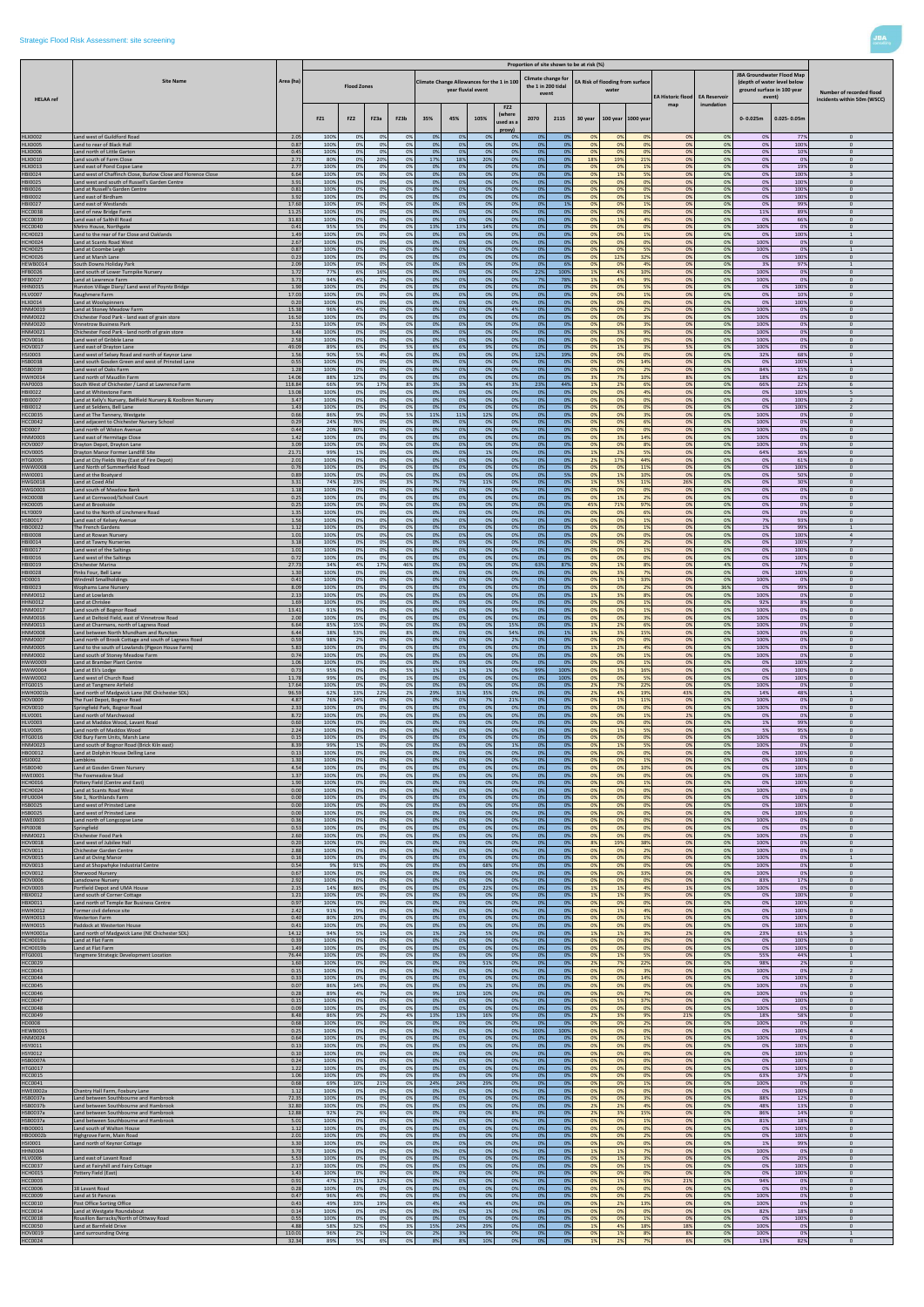# Strategic Flood Risk Assessment: site screening

All flood risk figures below are the proportion of the site shown to be at risk (%).

| HELAA ref | Site Name | Area (ha) | Flood Zones: FZ1 | Flood Zones: FZ2 | Flood Zones: FZ3a | Flood Zones: FZ3b | Climate Change Allowances for the 1 in 100 year fluvial event: 35% | Climate Change Allowances for the 1 in 100 year fluvial event: 45% | Climate Change Allowances for the 1 in 100 year fluvial event: 105% | Climate Change Allowances for the 1 in 100 year fluvial event: FZ2 (where used as a proxy) | Climate change for the 1 in 200 tidal event: 2070 | Climate change for the 1 in 200 tidal event: 2115 | EA Risk of flooding from surface water: 30 year | EA Risk of flooding from surface water: 100 year | EA Risk of flooding from surface water: 1000 year | EA Historic flood map | EA Reservoir inundation | JBA Groundwater Flood Map (depth of water level below ground surface in 100 year event): 0-0.025m | JBA Groundwater Flood Map (depth of water level below ground surface in 100 year event): 0.025-0.05m | Number of recorded flood incidents within 50m (WSCC) |
|---|---|---|---|---|---|---|---|---|---|---|---|---|---|---|---|---|---|---|---|---|
| HLX0002 | Land west of Guildford Road | 2.05 | 100% | 0% | 0% | 0% | 0% | 0% | 0% | 0% | 0% | 0% | 0% | 0% | 0% | 0% | 0% | 0% | 77% | 0 |
| HLX0005 | Land to rear of Black Hall | 0.87 | 100% | 0% | 0% | 0% | 0% | 0% | 0% | 0% | 0% | 0% | 0% | 0% | 0% | 0% | 0% | 0% | 100% | 0 |
| HLX0006 | Land north of Little Garton | 0.45 | 100% | 0% | 0% | 0% | 0% | 0% | 0% | 0% | 0% | 0% | 0% | 0% | 0% | 0% | 0% | 0% | 10% | 0 |
| HLX0010 | Land south of Farm Close | 2.71 | 80% | 0% | 20% | 0% | 17% | 18% | 20% | 0% | 0% | 0% | 18% | 19% | 21% | 0% | 0% | 0% | 0% | 0 |
| HLX0013 | Land east of Pond Copse Lane | 2.77 | 100% | 0% | 0% | 0% | 0% | 0% | 0% | 0% | 0% | 0% | 0% | 0% | 1% | 0% | 0% | 0% | 19% | 0 |
| HBI0024 | Land west of Chaffinch Close, Burlow Close and Florence Close | 6.64 | 100% | 0% | 0% | 0% | 0% | 0% | 0% | 0% | 0% | 0% | 0% | 1% | 5% | 0% | 0% | 0% | 100% | 3 |
| HBI0025 | Land west and south of Russell's Garden Centre | 3.91 | 100% | 0% | 0% | 0% | 0% | 0% | 0% | 0% | 0% | 0% | 0% | 0% | 0% | 0% | 0% | 0% | 100% | 0 |
| HBI0026 | Land at Russell's Garden Centre | 0.81 | 100% | 0% | 0% | 0% | 0% | 0% | 0% | 0% | 0% | 0% | 0% | 0% | 0% | 0% | 0% | 0% | 100% | 0 |
| HBI0002 | Land east of Birdham | 3.92 | 100% | 0% | 0% | 0% | 0% | 0% | 0% | 0% | 0% | 0% | 0% | 0% | 1% | 0% | 0% | 0% | 100% | 0 |
| HBI0027 | Land east of Woodlands | 17.60 | 100% | 0% | 0% | 0% | 0% | 0% | 0% | 0% | 0% | 1% | 0% | 0% | 1% | 0% | 0% | 0% | 99% | 0 |
| HCC0038 | Land of new Bridge Farm | 11.25 | 100% | 0% | 0% | 0% | 0% | 0% | 0% | 0% | 0% | 0% | 0% | 0% | 0% | 0% | 0% | 11% | 89% | 0 |
| HCC0039 | Land east of Salthill Road | 31.83 | 100% | 0% | 0% | 0% | 0% | 0% | 0% | 0% | 0% | 0% | 0% | 1% | 4% | 0% | 0% | 0% | 66% | 0 |
| HCC0040 | Metro House, Northgate | 0.41 | 95% | 5% | 0% | 0% | 13% | 13% | 14% | 0% | 0% | 0% | 0% | 0% | 0% | 0% | 0% | 100% | 0% | 0 |
| HCH0023 | Land to the rear of Far Close and Oaklands | 1.49 | 100% | 0% | 0% | 0% | 0% | 0% | 0% | 0% | 0% | 0% | 0% | 0% | 1% | 0% | 0% | 0% | 100% | 1 |
| HCH0024 | Land at Scotts Road West | 2.67 | 100% | 0% | 0% | 0% | 0% | 0% | 0% | 0% | 0% | 0% | 0% | 0% | 0% | 0% | 0% | 100% | 0% | 0 |
| HCH0025 | Land at Coombe Leigh | 0.87 | 100% | 0% | 0% | 0% | 0% | 0% | 0% | 0% | 0% | 0% | 0% | 0% | 5% | 0% | 0% | 100% | 0% | 1 |
| HCH0026 | Land at Marsh Lane | 0.23 | 100% | 0% | 0% | 0% | 0% | 0% | 0% | 0% | 0% | 0% | 0% | 12% | 32% | 0% | 0% | 0% | 100% | 0 |
| HEWB0014 | South Downs Holiday Park | 2.09 | 100% | 0% | 0% | 0% | 0% | 0% | 0% | 0% | 0% | 0% | 0% | 0% | 4% | 0% | 0% | 3% | 97% | 1 |
| HFB0026 | Land south of Lower Turnpike Nursery | 1.72 | 77% | 6% | 16% | 0% | 0% | 0% | 0% | 0% | 22% | 100% | 1% | 4% | 10% | 0% | 0% | 100% | 0% | 0 |
| HFB0027 | Land at Lawrence Farm | 3.73 | 94% | 4% | 2% | 0% | 0% | 0% | 0% | 0% | 7% | 78% | 1% | 4% | 8% | 0% | 0% | 100% | 0% | 0 |
| HHN0015 | Hunston Village Diary/ Land west of Poyntz Bridge | 1.90 | 100% | 0% | 0% | 0% | 0% | 0% | 0% | 0% | 0% | 0% | 0% | 0% | 5% | 0% | 0% | 0% | 100% | 0 |
| HLV0007 | Raughmere Farm | 17.03 | 100% | 0% | 0% | 0% | 0% | 0% | 0% | 0% | 0% | 0% | 0% | 0% | 1% | 0% | 0% | 0% | 10% | 0 |
| HLX0014 | Land at Woolspinners | 0.20 | 100% | 0% | 0% | 0% | 0% | 0% | 0% | 0% | 0% | 0% | 0% | 0% | 0% | 0% | 0% | 0% | 100% | 0 |
| HNM0019 | Land at Stoney Meadow Farm | 15.38 | 96% | 4% | 0% | 0% | 0% | 0% | 0% | 4% | 0% | 0% | 0% | 0% | 2% | 0% | 0% | 100% | 0% | 0 |
| HNM0022 | Chichester Food Park - land east of grain store | 16.50 | 100% | 0% | 0% | 0% | 0% | 0% | 0% | 0% | 0% | 0% | 0% | 0% | 3% | 0% | 0% | 100% | 0% | 0 |
| HNM0020 | Vinnetrow Business Park | 2.51 | 100% | 0% | 0% | 0% | 0% | 0% | 0% | 0% | 0% | 0% | 0% | 0% | 3% | 0% | 0% | 100% | 0% | 0 |
| HNM0021 | Chichester Food Park - land north of grain store | 3.48 | 100% | 0% | 0% | 0% | 0% | 0% | 0% | 0% | 0% | 0% | 0% | 3% | 9% | 0% | 0% | 100% | 0% | 0 |
| HOV0016 | Land west of Gribble Lane | 3.58 | 100% | 0% | 0% | 0% | 0% | 0% | 0% | 0% | 0% | 0% | 0% | 0% | 0% | 0% | 0% | 100% | 0% | 0 |
| HOV0017 | Land east of Drayton Lane | 49.09 | 89% | 6% | 0% | 5% | 6% | 6% | 9% | 0% | 0% | 0% | 0% | 1% | 3% | 5% | 0% | 100% | 0% | 0 |
| HSI0003 | Land west of Selsey Road and north of Keynor Lane | 1.56 | 90% | 5% | 4% | 0% | 0% | 0% | 0% | 0% | 12% | 19% | 0% | 0% | 0% | 0% | 0% | 32% | 68% | 0 |
| HSB0038 | Land south Gosden Green and west of Prinsted Lane | 0.55 | 100% | 0% | 0% | 0% | 0% | 0% | 0% | 0% | 0% | 0% | 0% | 0% | 14% | 0% | 0% | 0% | 100% | 1 |
| HSB0039 | Land west of Oaks Farm | 1.28 | 100% | 0% | 0% | 0% | 0% | 0% | 0% | 0% | 0% | 0% | 0% | 0% | 2% | 0% | 0% | 84% | 15% | 0 |
| HWH0014 | Land north of Maudlin Farm | 14.06 | 88% | 12% | 0% | 0% | 0% | 0% | 0% | 0% | 0% | 0% | 3% | 7% | 10% | 8% | 0% | 18% | 82% | 0 |
| HAP0003 | South West of Chichester / Land at Lawrence Farm | 118.84 | 66% | 9% | 17% | 8% | 3% | 3% | 4% | 3% | 23% | 44% | 1% | 2% | 6% | 0% | 0% | 66% | 22% | 6 |
| HBI0022 | Land at Whitestone Farm | 13.08 | 100% | 0% | 0% | 0% | 0% | 0% | 0% | 0% | 0% | 0% | 0% | 0% | 4% | 0% | 0% | 0% | 100% | 5 |
| HBI0007 | Land at Kelly's Nursery, Bellfield Nursery & Koolbren Nursery | 3.47 | 100% | 0% | 0% | 0% | 0% | 0% | 0% | 0% | 0% | 0% | 0% | 0% | 0% | 0% | 0% | 0% | 100% | 2 |
| HBI0012 | Land at Seldens, Bell Lane | 1.43 | 100% | 0% | 0% | 0% | 0% | 0% | 0% | 0% | 0% | 0% | 0% | 0% | 0% | 0% | 0% | 0% | 100% | 2 |
| HCC0035 | Land at The Tannery, Westgate | 0.66 | 84% | 11% | 0% | 5% | 11% | 11% | 12% | 0% | 0% | 0% | 0% | 0% | 3% | 0% | 0% | 100% | 0% | 0 |
| HCC0042 | Land adjacent to Chichester Nursery School | 0.29 | 24% | 76% | 0% | 0% | 0% | 0% | 0% | 0% | 0% | 0% | 0% | 0% | 6% | 0% | 0% | 100% | 0% | 0 |
| HDI0007 | Land north of Wiston Avenue | 0.44 | 20% | 80% | 0% | 0% | 0% | 0% | 0% | 0% | 0% | 0% | 0% | 0% | 0% | 0% | 0% | 100% | 0% | 0 |
| HNM0003 | Land east of Hermitage Close | 1.42 | 100% | 0% | 0% | 0% | 0% | 0% | 0% | 0% | 0% | 0% | 0% | 1% | 14% | 0% | 0% | 100% | 0% | 0 |
| HOV0007 | Drayton Depot, Drayton Lane | 3.09 | 100% | 0% | 0% | 0% | 0% | 0% | 0% | 0% | 0% | 0% | 0% | 0% | 8% | 0% | 0% | 100% | 0% | 0 |
| HOV0005 | Drayton Manor Former Landfill Site | 21.71 | 99% | 1% | 0% | 0% | 0% | 0% | 1% | 0% | 0% | 0% | 1% | 2% | 5% | 0% | 0% | 64% | 36% | 0 |
| HTG0005 | Land at City Fields Way (East of Fire Depot) | 2.01 | 100% | 0% | 0% | 0% | 0% | 0% | 0% | 0% | 0% | 0% | 2% | 17% | 44% | 0% | 0% | 0% | 61% | 0 |
| HWW0008 | Land North of Summerfield Road | 0.76 | 100% | 0% | 0% | 0% | 0% | 0% | 0% | 0% | 0% | 0% | 0% | 0% | 11% | 0% | 0% | 0% | 100% | 0 |
| HWI0001 | Land at the Boatyard | 0.89 | 100% | 0% | 0% | 0% | 0% | 0% | 0% | 0% | 0% | 5% | 0% | 1% | 10% | 0% | 0% | 0% | 50% | 0 |
| HWG0018 | Land at Coed Afal | 3.31 | 74% | 23% | 0% | 3% | 7% | 7% | 11% | 0% | 0% | 0% | 1% | 5% | 11% | 26% | 0% | 0% | 30% | 0 |
| HWG0003 | Land south of Meadow Bank | 1.18 | 100% | 0% | 0% | 0% | 0% | 0% | 0% | 0% | 0% | 0% | 0% | 0% | 0% | 0% | 0% | 0% | 0% | 0 |
| HOX0008 | Land at Cornwood/School Court | 0.25 | 100% | 0% | 0% | 0% | 0% | 0% | 0% | 0% | 0% | 0% | 0% | 1% | 2% | 0% | 0% | 0% | 0% | 0 |
| HOX0005 | Land at Brookside | 0.25 | 100% | 0% | 0% | 0% | 0% | 0% | 0% | 0% | 0% | 0% | 45% | 71% | 97% | 0% | 0% | 0% | 0% | 0 |
| HLY0009 | Land to the North of Linchmere Road | 1.35 | 100% | 0% | 0% | 0% | 0% | 0% | 0% | 0% | 0% | 0% | 0% | 0% | 6% | 0% | 0% | 0% | 0% | 0 |
| HSB0017 | Land east of Kelsey Avenue | 1.56 | 100% | 0% | 0% | 0% | 0% | 0% | 0% | 0% | 0% | 0% | 0% | 0% | 1% | 0% | 0% | 7% | 93% | 0 |
| HBO0022 | The French Gardens | 1.12 | 100% | 0% | 0% | 0% | 0% | 0% | 0% | 0% | 0% | 0% | 0% | 0% | 1% | 0% | 0% | 1% | 99% | 1 |
| HBI0008 | Land at Rowan Nursery | 1.01 | 100% | 0% | 0% | 0% | 0% | 0% | 0% | 0% | 0% | 0% | 0% | 0% | 0% | 0% | 0% | 0% | 100% | 4 |
| HBI0014 | Land at Tawny Nurseries | 3.18 | 100% | 0% | 0% | 0% | 0% | 0% | 0% | 0% | 0% | 0% | 0% | 0% | 2% | 0% | 0% | 0% | 100% | 7 |
| HBI0017 | Land west of the Saltings | 1.01 | 100% | 0% | 0% | 0% | 0% | 0% | 0% | 0% | 0% | 0% | 0% | 0% | 1% | 0% | 0% | 0% | 100% | 0 |
| HBI0016 | Land east of the Saltings | 0.72 | 100% | 0% | 0% | 0% | 0% | 0% | 0% | 0% | 0% | 0% | 0% | 0% | 0% | 0% | 0% | 0% | 100% | 0 |
| HBI0019 | Chichester Marina | 27.73 | 34% | 4% | 17% | 46% | 0% | 0% | 0% | 0% | 83% | 87% | 0% | 1% | 8% | 0% | 4% | 0% | 7% | 0 |
| HBI0028 | Pinks Four, Bell Lane | 1.30 | 100% | 0% | 0% | 0% | 0% | 0% | 0% | 0% | 0% | 0% | 0% | 3% | 7% | 0% | 0% | 0% | 100% | 0 |
| HDI0003 | Windmill Smallholdings | 0.41 | 100% | 0% | 0% | 0% | 0% | 0% | 0% | 0% | 0% | 0% | 0% | 1% | 33% | 0% | 0% | 100% | 0% | 0 |
| HBI0023 | Wophams Lane Nursery | 8.09 | 100% | 0% | 0% | 0% | 0% | 0% | 0% | 0% | 0% | 0% | 0% | 0% | 2% | 0% | 36% | 0% | 99% | 0 |
| HNM0012 | Land at Lowlands | 2.13 | 100% | 0% | 0% | 0% | 0% | 0% | 0% | 0% | 0% | 0% | 1% | 3% | 8% | 0% | 0% | 100% | 0% | 0 |
| HHN0012 | Land at Chrislee | 1.69 | 100% | 0% | 0% | 0% | 0% | 0% | 0% | 0% | 0% | 0% | 0% | 0% | 1% | 0% | 0% | 92% | 8% | 0 |
| HNM0017 | Land south of Bognor Road | 13.41 | 91% | 9% | 0% | 0% | 0% | 0% | 0% | 9% | 0% | 0% | 0% | 0% | 1% | 0% | 0% | 100% | 0% | 0 |
| HNM0016 | Land at Delkeld Field, east of Vinnetrow Road | 2.00 | 100% | 0% | 0% | 0% | 0% | 0% | 0% | 0% | 0% | 0% | 0% | 0% | 3% | 0% | 0% | 100% | 0% | 0 |
| HNM0013 | Land at Charmans, north of Lagness Road | 6.64 | 85% | 15% | 0% | 0% | 0% | 0% | 0% | 15% | 0% | 0% | 1% | 2% | 6% | 0% | 0% | 100% | 0% | 0 |
| HNM0008 | Land between North Mundham and Runcton | 6.44 | 38% | 53% | 0% | 8% | 0% | 0% | 0% | 54% | 0% | 1% | 1% | 3% | 15% | 0% | 0% | 100% | 0% | 0 |
| HNM0007 | Land north of Brook Cottage and south of Lagness Road | 0.59 | 98% | 2% | 0% | 0% | 0% | 0% | 0% | 2% | 0% | 0% | 0% | 0% | 0% | 0% | 0% | 100% | 0% | 0 |
| HNM0005 | Land to the south of Lowlands (Pigeon House Farm) | 5.83 | 100% | 0% | 0% | 0% | 0% | 0% | 0% | 0% | 0% | 0% | 1% | 2% | 4% | 0% | 0% | 100% | 0% | 0 |
| HNM0002 | Land south of Stoney Meadow Farm | 0.74 | 100% | 0% | 0% | 0% | 0% | 0% | 0% | 0% | 0% | 0% | 0% | 0% | 1% | 0% | 0% | 100% | 0% | 0 |
| HWW0009 | Land at Bramber Plant Centre | 1.06 | 100% | 0% | 0% | 0% | 0% | 0% | 0% | 0% | 0% | 0% | 0% | 0% | 1% | 0% | 0% | 0% | 100% | 2 |
| HWW0004 | Land at Eli's Lodge | 0.73 | 95% | 0% | 0% | 5% | 1% | 1% | 1% | 0% | 99% | 100% | 0% | 3% | 16% | 0% | 0% | 0% | 100% | 0 |
| HWW0002 | Land west of Church Road | 11.78 | 99% | 0% | 0% | 1% | 0% | 0% | 0% | 0% | 0% | 100% | 0% | 0% | 5% | 0% | 0% | 0% | 100% | 0 |
| HTG0015 | Land at Tangmere Airfield | 17.64 | 100% | 0% | 0% | 0% | 0% | 0% | 0% | 0% | 0% | 0% | 2% | 7% | 22% | 0% | 0% | 100% | 0% | 0 |
| HWH0001b | Land north of Madgwick Lane (NE Chichester SDL) | 96.59 | 62% | 13% | 22% | 2% | 29% | 31% | 35% | 0% | 0% | 0% | 2% | 4% | 19% | 43% | 0% | 14% | 48% | 1 |
| HOV0009 | The Fuel Depot, Bognor Road | 4.87 | 76% | 24% | 0% | 0% | 0% | 0% | 7% | 21% | 0% | 0% | 0% | 1% | 11% | 0% | 0% | 100% | 0% | 0 |
| HOV0010 | Springfield Park, Bognor Road | 2.33 | 100% | 0% | 0% | 0% | 0% | 0% | 0% | 0% | 0% | 0% | 0% | 0% | 0% | 0% | 0% | 100% | 0% | 0 |
| HLV0001 | Land north of Marchwood | 8.72 | 100% | 0% | 0% | 0% | 0% | 0% | 0% | 0% | 0% | 0% | 0% | 0% | 1% | 2% | 0% | 0% | 0% | 0 |
| HLV0003 | Land at Maddox Wood, Lavant Road | 0.60 | 100% | 0% | 0% | 0% | 0% | 0% | 0% | 0% | 0% | 0% | 0% | 0% | 0% | 0% | 0% | 1% | 99% | 0 |
| HLV0005 | Land north of Maddox Wood | 3.24 | 100% | 0% | 0% | 0% | 0% | 0% | 0% | 0% | 0% | 0% | 0% | 1% | 5% | 0% | 0% | 5% | 95% | 0 |
| HTG0016 | Old Bury Farm Units, Marsh Lane | 0.15 | 100% | 0% | 0% | 0% | 0% | 0% | 0% | 0% | 0% | 0% | 0% | 0% | 0% | 0% | 0% | 100% | 0% | 0 |
| HNM0023 | Land south of Bognor Road (Brick Kiln east) | 6.39 | 99% | 1% | 0% | 0% | 0% | 0% | 0% | 1% | 0% | 0% | 0% | 1% | 5% | 0% | 0% | 100% | 0% | 0 |
| HBO0012 | Land at Dolphin House Delling Lane | 0.13 | 100% | 0% | 0% | 0% | 0% | 0% | 0% | 0% | 0% | 0% | 0% | 0% | 0% | 0% | 0% | 0% | 100% | 0 |
| HSI0002 | Lambkins | 1.30 | 100% | 0% | 0% | 0% | 0% | 0% | 0% | 0% | 0% | 0% | 0% | 0% | 1% | 0% | 0% | 0% | 100% | 0 |
| HSB0040 | Land at Gosden Green Nursery | 4.54 | 100% | 0% | 0% | 0% | 0% | 0% | 0% | 0% | 0% | 0% | 0% | 0% | 10% | 0% | 0% | 0% | 100% | 0 |
| HWE0001 | The Foxmeadow Stud | 1.37 | 100% | 0% | 0% | 0% | 0% | 0% | 0% | 0% | 0% | 0% | 0% | 0% | 0% | 0% | 0% | 0% | 100% | 0 |
| HCH0016 | Pottery Field (Centre and East) | 1.90 | 100% | 0% | 0% | 0% | 0% | 0% | 0% | 0% | 0% | 0% | 0% | 0% | 1% | 0% | 0% | 0% | 100% | 0 |
| HCH0024 | Land at Scotts Road West | 0.00 | 100% | 0% | 0% | 0% | 0% | 0% | 0% | 0% | 0% | 0% | 0% | 0% | 0% | 0% | 0% | 100% | 0% | 0 |
| HFU0004 | Site 1, Northlands Farm | 0.00 | 100% | 0% | 0% | 0% | 0% | 0% | 0% | 0% | 0% | 0% | 0% | 0% | 0% | 0% | 0% | 0% | 100% | 0 |
| HSB0025 | Land west of Prinsted Lane | 0.00 | 100% | 0% | 0% | 0% | 0% | 0% | 0% | 0% | 0% | 0% | 0% | 0% | 0% | 0% | 0% | 0% | 100% | 0 |
| HSB0025 | Land west of Prinsted Lane | 0.00 | 100% | 0% | 0% | 0% | 0% | 0% | 0% | 0% | 0% | 0% | 0% | 0% | 0% | 0% | 0% | 0% | 100% | 0 |
| HWE0003 | Land north of Longcopse Lane | 0.36 | 100% | 0% | 0% | 0% | 0% | 0% | 0% | 0% | 0% | 0% | 0% | 0% | 0% | 0% | 0% | 100% | 0% | 0 |
| HPI0008 | Springfield | 0.53 | 100% | 0% | 0% | 0% | 0% | 0% | 0% | 0% | 0% | 0% | 0% | 0% | 0% | 0% | 0% | 0% | 100% | 0 |
| HNM0021 | Chichester Food Park | 2.60 | 100% | 0% | 0% | 0% | 0% | 0% | 0% | 0% | 0% | 0% | 0% | 0% | 0% | 0% | 0% | 100% | 0% | 0 |
| HOV0018 | Land west of Jubilee Hall | 0.20 | 100% | 0% | 0% | 0% | 0% | 0% | 0% | 0% | 0% | 0% | 8% | 19% | 38% | 0% | 0% | 100% | 0% | 0 |
| HOV0011 | Chichester Garden Centre | 2.88 | 100% | 0% | 0% | 0% | 0% | 0% | 0% | 0% | 0% | 0% | 0% | 0% | 2% | 0% | 0% | 100% | 0% | 0 |
| HOV0015 | Land at Oving Manor | 0.16 | 100% | 0% | 0% | 0% | 0% | 0% | 0% | 0% | 0% | 0% | 0% | 0% | 0% | 0% | 0% | 100% | 0% | 1 |
| HOV0013 | Land at Shopwhyke Industrial Centre | 0.54 | 9% | 91% | 0% | 0% | 0% | 0% | 0% | 46% | 0% | 0% | 0% | 0% | 0% | 0% | 0% | 100% | 0% | 0 |
| HOV0012 | Sherwood Nursery | 0.67 | 100% | 0% | 0% | 0% | 0% | 0% | 0% | 0% | 0% | 0% | 0% | 0% | 33% | 0% | 0% | 100% | 0% | 0 |
| HOV0006 | Lansdowne Nursery | 2.92 | 100% | 0% | 0% | 0% | 0% | 0% | 0% | 0% | 0% | 0% | 0% | 0% | 0% | 0% | 0% | 83% | 17% | 0 |
| HOV0003 | Portfield Depot and UMA House | 2.35 | 14% | 86% | 0% | 0% | 0% | 0% | 0% | 23% | 0% | 0% | 1% | 1% | 4% | 1% | 0% | 100% | 0% | 0 |
| HBX0012 | Land south of Corner Cottage | 1.21 | 100% | 0% | 0% | 0% | 0% | 0% | 0% | 0% | 0% | 0% | 1% | 1% | 3% | 0% | 0% | 0% | 100% | 0 |
| HBX0011 | Land north of Temple Bar Business Centre | 0.97 | 100% | 0% | 0% | 0% | 0% | 0% | 0% | 0% | 0% | 0% | 0% | 0% | 0% | 0% | 0% | 0% | 100% | 0 |
| HWH0012 | Former civil defence site | 2.42 | 91% | 9% | 0% | 0% | 0% | 0% | 0% | 9% | 0% | 0% | 0% | 1% | 4% | 0% | 0% | 0% | 100% | 0 |
| HWH0013 | Westerton Farm | 0.40 | 80% | 20% | 0% | 0% | 0% | 0% | 0% | 0% | 0% | 0% | 0% | 0% | 1% | 0% | 0% | 0% | 100% | 0 |
| HWH0015 | Paddock at Westerton House | 0.41 | 100% | 0% | 0% | 0% | 0% | 0% | 0% | 0% | 0% | 0% | 0% | 0% | 0% | 0% | 0% | 0% | 100% | 0 |
| HWH0001a | Land north of Madgwick Lane (NE Chichester SDL) | 14.12 | 94% | 5% | 1% | 0% | 1% | 2% | 5% | 0% | 0% | 0% | 1% | 1% | 3% | 2% | 0% | 23% | 61% | 3 |
| HCH0019a | Land at Flat Farm | 0.39 | 100% | 0% | 0% | 0% | 0% | 0% | 0% | 0% | 0% | 0% | 0% | 0% | 0% | 0% | 0% | 0% | 100% | 0 |
| HCH0019b | Land at Flat Farm | 1.49 | 100% | 0% | 0% | 0% | 0% | 0% | 0% | 0% | 0% | 0% | 0% | 0% | 0% | 0% | 0% | 0% | 100% | 0 |
| HTG0001 | Tangmere Strategic Development Location | 76.44 | 100% | 0% | 0% | 0% | 0% | 0% | 0% | 0% | 0% | 0% | 0% | 1% | 5% | 0% | 0% | 55% | 44% | 1 |
| HCC0029 | | 1.60 | 100% | 0% | 0% | 0% | 0% | 0% | 11% | 0% | 0% | 0% | 2% | 7% | 22% | 0% | 0% | 98% | 2% | 0 |
| HCC0043 | | 0.15 | 100% | 0% | 0% | 0% | 0% | 0% | 0% | 0% | 0% | 0% | 0% | 0% | 3% | 0% | 0% | 100% | 0% | 2 |
| HCC0044 | | 0.33 | 100% | 0% | 0% | 0% | 0% | 0% | 0% | 0% | 0% | 0% | 0% | 0% | 14% | 0% | 0% | 0% | 100% | 0 |
| HCC0045 | | 0.07 | 86% | 14% | 0% | 0% | 0% | 0% | 2% | 0% | 0% | 0% | 0% | 0% | 0% | 0% | 0% | 100% | 0% | 0 |
| HCC0046 | | 0.28 | 89% | 4% | 7% | 0% | 9% | 10% | 10% | 0% | 0% | 0% | 0% | 0% | 7% | 0% | 0% | 100% | 0% | 0 |
| HCC0047 | | 0.15 | 100% | 0% | 0% | 0% | 0% | 0% | 0% | 0% | 0% | 0% | 0% | 5% | 37% | 0% | 0% | 0% | 100% | 0 |
| HCC0048 | | 0.09 | 100% | 0% | 0% | 0% | 0% | 0% | 0% | 0% | 0% | 0% | 0% | 0% | 0% | 0% | 0% | 100% | 0% | 0 |
| HCC0049 | | 8.48 | 86% | 9% | 2% | 4% | 13% | 13% | 16% | 0% | 0% | 0% | 2% | 3% | 9% | 21% | 0% | 18% | 58% | 0 |
| HOI0008 | | 0.68 | 100% | 0% | 0% | 0% | 0% | 0% | 0% | 0% | 0% | 0% | 0% | 0% | 2% | 0% | 0% | 100% | 0% | 0 |
| HEWB0015 | | 0.25 | 100% | 0% | 0% | 0% | 0% | 0% | 0% | 0% | 100% | 100% | 0% | 0% | 0% | 0% | 0% | 0% | 100% | 4 |
| HNM0024 | | 0.64 | 100% | 0% | 0% | 0% | 0% | 0% | 0% | 0% | 0% | 0% | 0% | 0% | 1% | 0% | 0% | 100% | 0% | 0 |
| HSY0011 | | 0.13 | 100% | 0% | 0% | 0% | 0% | 0% | 0% | 0% | 0% | 0% | 0% | 0% | 0% | 0% | 0% | 0% | 100% | 0 |
| HSY0012 | | 0.10 | 100% | 0% | 0% | 0% | 0% | 0% | 0% | 0% | 0% | 0% | 0% | 0% | 0% | 0% | 0% | 0% | 100% | 0 |
| HSB0007A | | 0.24 | 100% | 0% | 0% | 0% | 0% | 0% | 0% | 0% | 0% | 0% | 0% | 0% | 0% | 0% | 0% | 0% | 100% | 0 |
| HTG0017 | | 1.22 | 100% | 0% | 0% | 0% | 0% | 0% | 0% | 0% | 0% | 0% | 0% | 0% | 0% | 0% | 0% | 0% | 100% | 0 |
| HCC0015 | | 1.06 | 100% | 0% | 0% | 0% | 0% | 0% | 0% | 0% | 0% | 0% | 0% | 0% | 1% | 0% | 0% | 63% | 37% | 0 |
| HCC0041 | | 0.68 | 69% | 10% | 21% | 0% | 24% | 24% | 29% | 0% | 0% | 0% | 0% | 0% | 0% | 0% | 0% | 100% | 0% | 0 |
| HWE0002a | Chantry Hall Farm, Foxbury Lane | 1.12 | 100% | 0% | 0% | 0% | 0% | 0% | 0% | 0% | 0% | 0% | 0% | 0% | 0% | 0% | 0% | 0% | 100% | 0 |
| HSB0037a | Land between Southbourne and Hambrook | 72.35 | 100% | 0% | 0% | 0% | 0% | 0% | 0% | 0% | 0% | 0% | 0% | 0% | 3% | 0% | 0% | 86% | 12% | 0 |
| HSB0037b | Land between Southbourne and Hambrook | 32.80 | 100% | 0% | 0% | 0% | 0% | 0% | 0% | 0% | 0% | 0% | 2% | 2% | 4% | 0% | 0% | 48% | 13% | 0 |
| HSB0037c | Land between Southbourne and Hambrook | 12.88 | 92% | 2% | 6% | 0% | 0% | 0% | 0% | 8% | 0% | 0% | 2% | 3% | 15% | 0% | 0% | 86% | 14% | 0 |
| HSB0037e | Land between Southbourne and Hambrook | 5.01 | 100% | 0% | 0% | 0% | 0% | 0% | 0% | 0% | 0% | 0% | 0% | 0% | 1% | 0% | 0% | 81% | 18% | 0 |
| HBO0001 | Land south of Walton House | 1.12 | 100% | 0% | 0% | 0% | 0% | 0% | 0% | 0% | 0% | 0% | 0% | 0% | 0% | 0% | 0% | 0% | 100% | 0 |
| HBO0002b | Highgrove Farm, Main Road | 2.01 | 100% | 0% | 0% | 0% | 0% | 0% | 0% | 0% | 0% | 0% | 0% | 0% | 2% | 0% | 0% | 0% | 100% | 0 |
| HSI0001 | Land north of Keynor Cottage | 3.30 | 100% | 0% | 0% | 0% | 0% | 0% | 0% | 0% | 0% | 0% | 0% | 0% | 0% | 0% | 0% | 1% | 99% | 0 |
| HHN0004 | | 3.70 | 100% | 0% | 0% | 0% | 0% | 0% | 0% | 0% | 0% | 0% | 1% | 1% | 7% | 0% | 0% | 100% | 0% | 0 |
| HLV0006 | Land east of Lavant Road | 5.53 | 100% | 0% | 0% | 0% | 0% | 0% | 0% | 0% | 0% | 0% | 0% | 1% | 3% | 0% | 0% | 0% | 20% | 0 |
| HCC0037 | Land at Fairyhill and Fairy Cottage | 2.17 | 100% | 0% | 0% | 0% | 0% | 0% | 0% | 0% | 0% | 0% | 0% | 0% | 1% | 0% | 0% | 0% | 100% | 0 |
| HCH0015 | Pottery Field (East) | 1.43 | 100% | 0% | 0% | 0% | 0% | 0% | 0% | 0% | 0% | 0% | 0% | 0% | 0% | 0% | 0% | 0% | 100% | 0 |
| HCC0003 | | 0.91 | 47% | 21% | 32% | 0% | 0% | 0% | 0% | 0% | 0% | 0% | 0% | 1% | 5% | 21% | 0% | 94% | 0% | 0 |
| HCC0006 | 18 Lavant Road | 0.28 | 100% | 0% | 0% | 0% | 0% | 0% | 0% | 0% | 0% | 0% | 0% | 0% | 0% | 0% | 0% | 0% | 0% | 0 |
| HCC0009 | Land at St Pancras | 0.47 | 96% | 4% | 0% | 0% | 0% | 0% | 0% | 0% | 0% | 0% | 0% | 0% | 2% | 0% | 0% | 0% | 100% | 0 |
| HCC0010 | Post Office Sorting Office | 0.43 | 49% | 33% | 19% | 0% | 4% | 4% | 4% | 0% | 0% | 0% | 2% | 2% | 13% | 0% | 0% | 100% | 0% | 0 |
| HCC0014 | Land at Westgate Roundabout | 0.14 | 100% | 0% | 0% | 0% | 0% | 0% | 1% | 0% | 0% | 0% | 0% | 0% | 0% | 0% | 0% | 82% | 18% | 0 |
| HCC0018 | Roussillon Barracks/North of Ottway Road | 0.55 | 100% | 0% | 0% | 0% | 0% | 0% | 0% | 0% | 0% | 0% | 0% | 0% | 1% | 0% | 0% | 0% | 100% | 0 |
| HCC0050 | Land at Barnfield Drive | 4.88 | 58% | 32% | 6% | 3% | 15% | 24% | 29% | 0% | 0% | 0% | 1% | 4% | 18% | 18% | 0% | 100% | 0% | 0 |
| HOV0019 | Land surrounding Oving | 110.01 | 96% | 2% | 1% | 0% | 2% | 3% | 9% | 0% | 0% | 0% | 0% | 1% | 8% | 8% | 0% | 100% | 0% | 1 |
| HCC0024 | | 32.34 | 89% | 5% | 6% | 0% | 8% | 8% | 10% | 0% | 0% | 0% | 1% | 2% | 7% | 6% | 0% | 13% | 82% | 0 |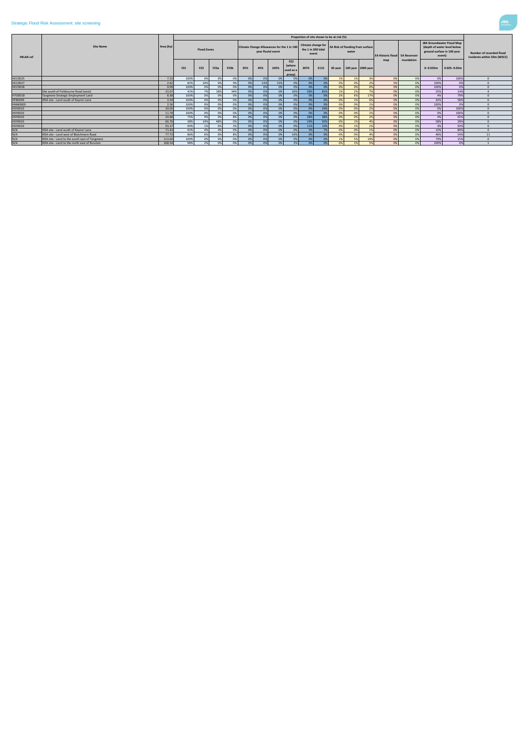| HELAA ref | Site Name | Area (ha) | Proportion of site shown to be at risk (%) | | | | | | | | | | | | | | | | | | Number of recorded flood incidents within 50m (WSCC) |
|---|---|---|---|---|---|---|---|---|---|---|---|---|---|---|---|---|---|---|---|---|---|
| | | | Flood Zones | | | | Climate Change Allowances for the 1 in 100 year fluvial event | | | | Climate change for the 1 in 200 tidal event | | EA Risk of flooding from surface water | | | EA Historic flood map | EA Reservoir inundation | JBA Groundwater Flood Map (depth of water level below ground surface in 100 year event) | | |
| | | | FZ1 | FZ2 | FZ3a | FZ3b | 35% | 45% | 105% | FZ2 (where used as a proxy) | 2070 | 2115 | 30 year | 100 year | 1000 year | | | 0- 0.025m | 0.025- 0.05m | |
| HCC0025 | | 7.23 | 100% | 0% | 0% | 0% | 0% | 0% | 0% | 0% | 0% | 0% | 1% | 1% | 3% | 0% | 0% | 0% | 100% | 0 |
| HCC0027 | | 2.62 | 82% | 10% | 0% | 9% | 9% | 13% | 15% | 0% | 0% | 0% | 0% | 0% | 2% | 5% | 0% | 100% | 0% | 0 |
| HCC0028 | | 0.09 | 100% | 0% | 0% | 0% | 0% | 0% | 0% | 0% | 0% | 0% | 0% | 0% | 0% | 0% | 0% | 100% | 0% | 0 |
| | Site south of Fishbourne Road (west) | 23.07 | 41% | 7% | 18% | 34% | 0% | 0% | 0% | 16% | 58% | 81% | 1% | 2% | 7% | 0% | 0% | 25% | 14% | 4 |
| HTG0018 | Tangmere Strategic Employment Land | 8.38 | 100% | 0% | 0% | 0% | 0% | 0% | 0% | 0% | 0% | 0% | 2% | 6% | 17% | 0% | 0% | 4% | 79% | 0 |
| HFB0004 | HDA site - Land south of Keynor Lane | 3.34 | 100% | 0% | 0% | 0% | 0% | 0% | 0% | 0% | 0% | 0% | 0% | 1% | 6% | 0% | 0% | 42% | 58% | 6 |
| HNM0005 | | 2.56 | 100% | 0% | 0% | 0% | 0% | 0% | 0% | 0% | 0% | 0% | 0% | 0% | 1% | 0% | 0% | 100% | 0% | 0 |
| HSY0010 | | 20.05 | 100% | 0% | 0% | 0% | 0% | 0% | 0% | 0% | 0% | 24% | 0% | 0% | 2% | 0% | 0% | 0% | 100% | 0 |
| HSY0010 | | 11.78 | 100% | 0% | 0% | 0% | 0% | 0% | 0% | 0% | 0% | 0% | 0% | 0% | 1% | 0% | 0% | 0% | 100% | 0 |
| HSY0010 | | 24.68 | 75% | 9% | 9% | 8% | 0% | 0% | 0% | 0% | 28% | 38% | 0% | 0% | 2% | 0% | 0% | 4% | 92% | 0 |
| HSY0010 | | 66.76 | 38% | 14% | 48% | 0% | 0% | 0% | 0% | 0% | 19% | 55% | 0% | 1% | 4% | 0% | 0% | 58% | 28% | 0 |
| HSY0010 | | 93.27 | 90% | 1% | 6% | 3% | 0% | 0% | 0% | 0% | 11% | 13% | 0% | 1% | 1% | 0% | 0% | 4% | 93% | 0 |
| N/A | HDA site - Land south of Keynor Lane | 71.41 | 92% | 4% | 4% | 0% | 0% | 0% | 0% | 0% | 3% | 7% | 0% | 0% | 1% | 0% | 0% | 10% | 89% | 0 |
| N/A | HDA site - Land west of Blatchmere Road | 77.73 | 86% | 6% | 0% | 8% | 0% | 0% | 0% | 14% | 0% | 0% | 0% | 0% | 4% | 0% | 0% | 46% | 54% | 11 |
| N/A | HDA site - Land to the south east of Tangmere | 113.64 | 100% | 0% | 0% | 0% | 0% | 0% | 0% | 0% | 0% | 0% | 1% | 5% | 19% | 0% | 0% | 79% | 15% | 0 |
| N/A | HDA site - Land to the north east of Runcton | 168.54 | 98% | 2% | 0% | 0% | 0% | 0% | 0% | 2% | 0% | 0% | 0% | 1% | 5% | 0% | 0% | 100% | 0% | 1 |